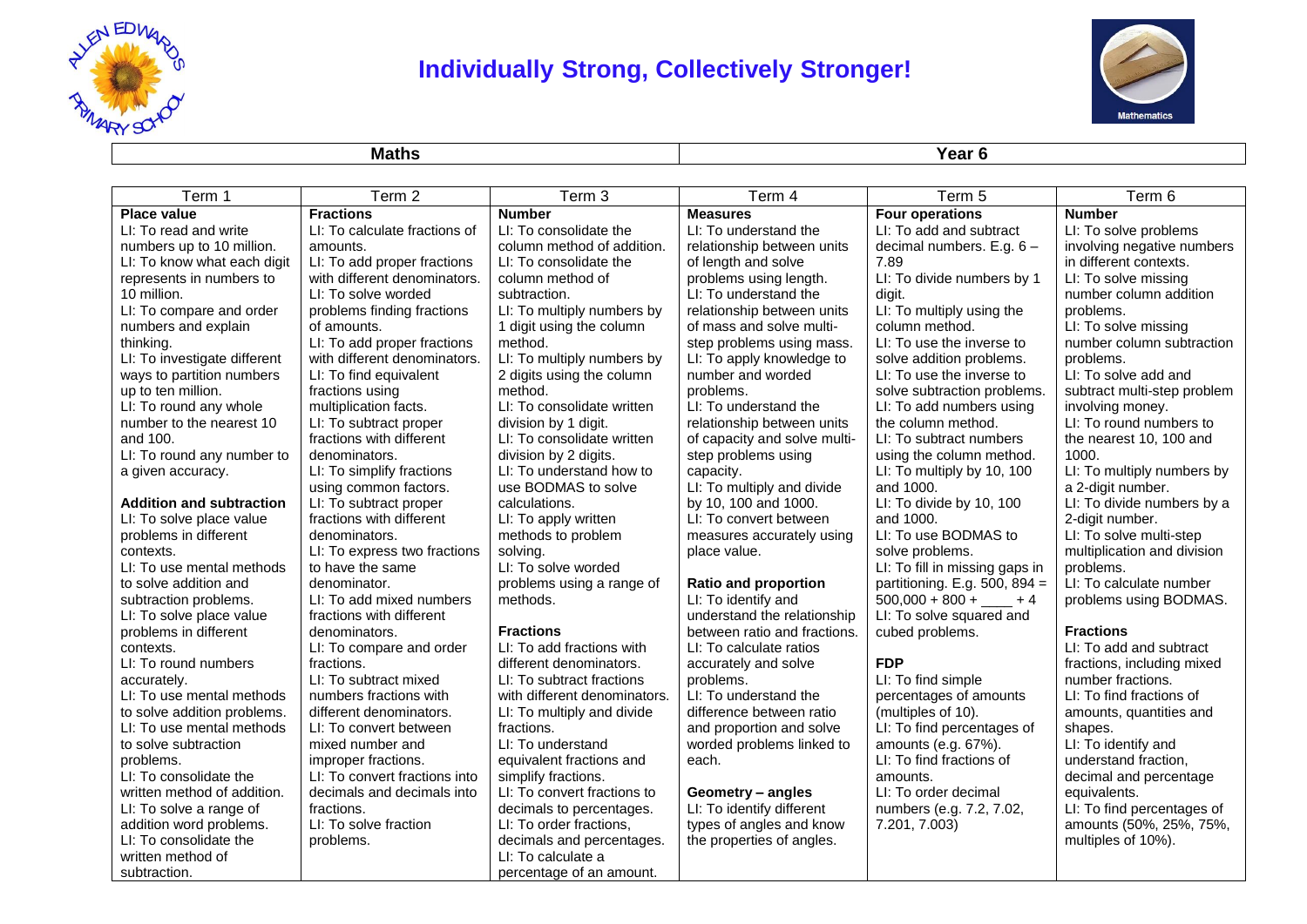# Individually Strong, Collectively Stronger!

| Maths | Year 6 |
|---|---|

| Term 1 | Term 2 | Term 3 | Term 4 | Term 5 | Term 6 |
|---|---|---|---|---|---|
| **Place value**<br>LI: To read and write numbers up to 10 million.<br>LI: To know what each digit represents in numbers to 10 million.<br>LI: To compare and order numbers and explain thinking.<br>LI: To investigate different ways to partition numbers up to ten million.<br>LI: To round any whole number to the nearest 10 and 100.<br>LI: To round any number to a given accuracy.<br><br>**Addition and subtraction**<br>LI: To solve place value problems in different contexts.<br>LI: To use mental methods to solve addition and subtraction problems.<br>LI: To solve place value problems in different contexts.<br>LI: To round numbers accurately.<br>LI: To use mental methods to solve addition problems.<br>LI: To use mental methods to solve subtraction problems.<br>LI: To consolidate the written method of addition.<br>LI: To solve a range of addition word problems.<br>LI: To consolidate the written method of subtraction. | **Fractions**<br>LI: To calculate fractions of amounts.<br>LI: To add proper fractions with different denominators.<br>LI: To solve worded problems finding fractions of amounts.<br>LI: To add proper fractions with different denominators.<br>LI: To find equivalent fractions using multiplication facts.<br>LI: To subtract proper fractions with different denominators.<br>LI: To simplify fractions using common factors.<br>LI: To subtract proper fractions with different denominators.<br>LI: To express two fractions to have the same denominator.<br>LI: To add mixed numbers fractions with different denominators.<br>LI: To compare and order fractions.<br>LI: To subtract mixed numbers fractions with different denominators.<br>LI: To convert between mixed number and improper fractions.<br>LI: To convert fractions into decimals and decimals into fractions.<br>LI: To solve fraction problems. | **Number**<br>LI: To consolidate the column method of addition.<br>LI: To consolidate the column method of subtraction.<br>LI: To multiply numbers by 1 digit using the column method.<br>LI: To multiply numbers by 2 digits using the column method.<br>LI: To consolidate written division by 1 digit.<br>LI: To consolidate written division by 2 digits.<br>LI: To understand how to use BODMAS to solve calculations.<br>LI: To apply written methods to problem solving.<br>LI: To solve worded problems using a range of methods.<br><br>**Fractions**<br>LI: To add fractions with different denominators.<br>LI: To subtract fractions with different denominators.<br>LI: To multiply and divide fractions.<br>LI: To understand equivalent fractions and simplify fractions.<br>LI: To convert fractions to decimals to percentages.<br>LI: To order fractions, decimals and percentages.<br>LI: To calculate a percentage of an amount. | **Measures**<br>LI: To understand the relationship between units of length and solve problems using length.<br>LI: To understand the relationship between units of mass and solve multi-step problems using mass.<br>LI: To apply knowledge to number and worded problems.<br>LI: To understand the relationship between units of capacity and solve multi-step problems using capacity.<br>LI: To multiply and divide by 10, 100 and 1000.<br>LI: To convert between measures accurately using place value.<br><br>**Ratio and proportion**<br>LI: To identify and understand the relationship between ratio and fractions.<br>LI: To calculate ratios accurately and solve problems.<br>LI: To understand the difference between ratio and proportion and solve worded problems linked to each.<br><br>**Geometry – angles**<br>LI: To identify different types of angles and know the properties of angles. | **Four operations**<br>LI: To add and subtract decimal numbers. E.g. 6 – 7.89<br>LI: To divide numbers by 1 digit.<br>LI: To multiply using the column method.<br>LI: To use the inverse to solve addition problems.<br>LI: To use the inverse to solve subtraction problems.<br>LI: To add numbers using the column method.<br>LI: To subtract numbers using the column method.<br>LI: To multiply by 10, 100 and 1000.<br>LI: To divide by 10, 100 and 1000.<br>LI: To use BODMAS to solve problems.<br>LI: To fill in missing gaps in partitioning. E.g. 500, 894 = 500,000 + 800 + ____ + 4<br>LI: To solve squared and cubed problems.<br><br>**FDP**<br>LI: To find simple percentages of amounts (multiples of 10).<br>LI: To find percentages of amounts (e.g. 67%).<br>LI: To find fractions of amounts.<br>LI: To order decimal numbers (e.g. 7.2, 7.02, 7.201, 7.003) | **Number**<br>LI: To solve problems involving negative numbers in different contexts.<br>LI: To solve missing number column addition problems.<br>LI: To solve missing number column subtraction problems.<br>LI: To solve add and subtract multi-step problem involving money.<br>LI: To round numbers to the nearest 10, 100 and 1000.<br>LI: To multiply numbers by a 2-digit number.<br>LI: To divide numbers by a 2-digit number.<br>LI: To solve multi-step multiplication and division problems.<br>LI: To calculate number problems using BODMAS.<br><br>**Fractions**<br>LI: To add and subtract fractions, including mixed number fractions.<br>LI: To find fractions of amounts, quantities and shapes.<br>LI: To identify and understand fraction, decimal and percentage equivalents.<br>LI: To find percentages of amounts (50%, 25%, 75%, multiples of 10%). |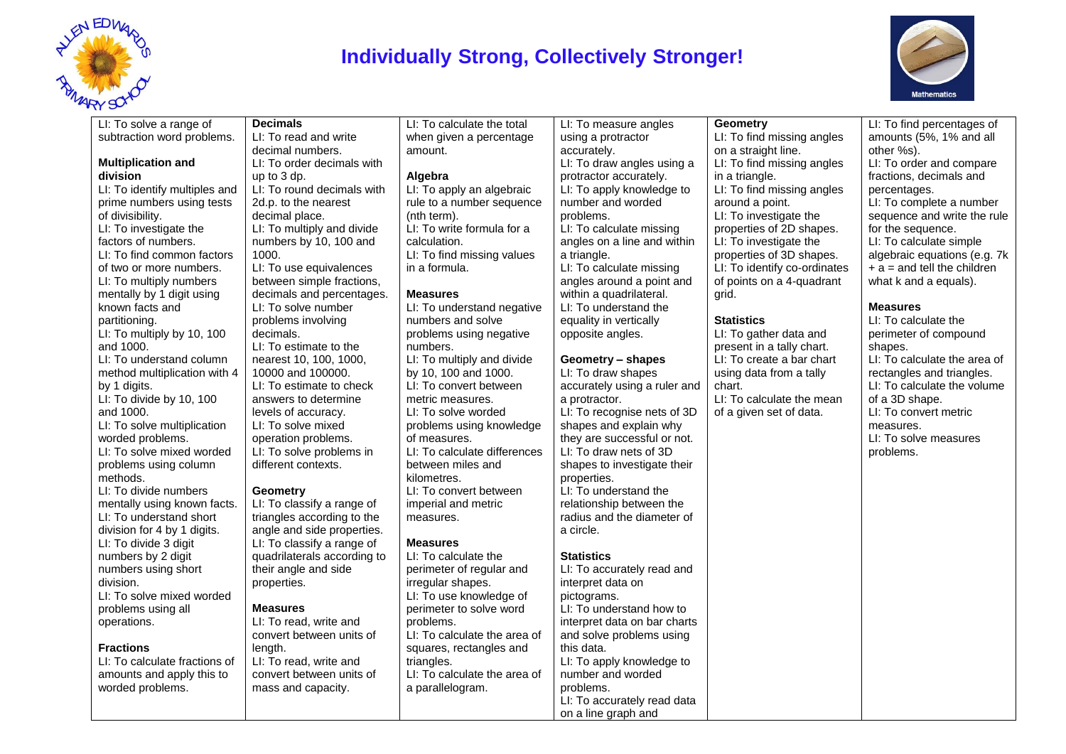# Individually Strong, Collectively Stronger!

LI: To solve a range of subtraction word problems.

**Multiplication and division**

LI: To identify multiples and prime numbers using tests of divisibility.
LI: To investigate the factors of numbers.
LI: To find common factors of two or more numbers.
LI: To multiply numbers mentally by 1 digit using known facts and partitioning.
LI: To multiply by 10, 100 and 1000.
LI: To understand column method multiplication with 4 by 1 digits.
LI: To divide by 10, 100 and 1000.
LI: To solve multiplication worded problems.
LI: To solve mixed worded problems using column methods.
LI: To divide numbers mentally using known facts.
LI: To understand short division for 4 by 1 digits.
LI: To divide 3 digit numbers by 2 digit numbers using short division.
LI: To solve mixed worded problems using all operations.

**Fractions**

LI: To calculate fractions of amounts and apply this to worded problems.

**Decimals**

LI: To read and write decimal numbers.
LI: To order decimals with up to 3 dp.
LI: To round decimals with 2d.p. to the nearest decimal place.
LI: To multiply and divide numbers by 10, 100 and 1000.
LI: To use equivalences between simple fractions, decimals and percentages.
LI: To solve number problems involving decimals.
LI: To estimate to the nearest 10, 100, 1000, 10000 and 100000.
LI: To estimate to check answers to determine levels of accuracy.
LI: To solve mixed operation problems.
LI: To solve problems in different contexts.

**Geometry**

LI: To classify a range of triangles according to the angle and side properties.
LI: To classify a range of quadrilaterals according to their angle and side properties.

**Measures**

LI: To read, write and convert between units of length.
LI: To read, write and convert between units of mass and capacity.

LI: To calculate the total when given a percentage amount.

**Algebra**

LI: To apply an algebraic rule to a number sequence (nth term).
LI: To write formula for a calculation.
LI: To find missing values in a formula.

**Measures**

LI: To understand negative numbers and solve problems using negative numbers.
LI: To multiply and divide by 10, 100 and 1000.
LI: To convert between metric measures.
LI: To solve worded problems using knowledge of measures.
LI: To calculate differences between miles and kilometres.
LI: To convert between imperial and metric measures.

**Measures**

LI: To calculate the perimeter of regular and irregular shapes.
LI: To use knowledge of perimeter to solve word problems.
LI: To calculate the area of squares, rectangles and triangles.
LI: To calculate the area of a parallelogram.

LI: To measure angles using a protractor accurately.
LI: To draw angles using a protractor accurately.
LI: To apply knowledge to number and worded problems.
LI: To calculate missing angles on a line and within a triangle.
LI: To calculate missing angles around a point and within a quadrilateral.
LI: To understand the equality in vertically opposite angles.

**Geometry – shapes**

LI: To draw shapes accurately using a ruler and a protractor.
LI: To recognise nets of 3D shapes and explain why they are successful or not.
LI: To draw nets of 3D shapes to investigate their properties.
LI: To understand the relationship between the radius and the diameter of a circle.

**Statistics**

LI: To accurately read and interpret data on pictograms.
LI: To understand how to interpret data on bar charts and solve problems using this data.
LI: To apply knowledge to number and worded problems.
LI: To accurately read data on a line graph and

**Geometry**

LI: To find missing angles on a straight line.
LI: To find missing angles in a triangle.
LI: To find missing angles around a point.
LI: To investigate the properties of 2D shapes.
LI: To investigate the properties of 3D shapes.
LI: To identify co-ordinates of points on a 4-quadrant grid.

**Statistics**

LI: To gather data and present in a tally chart.
LI: To create a bar chart using data from a tally chart.
LI: To calculate the mean of a given set of data.

LI: To find percentages of amounts (5%, 1% and all other %s).
LI: To order and compare fractions, decimals and percentages.
LI: To complete a number sequence and write the rule for the sequence.
LI: To calculate simple algebraic equations (e.g. 7k + a = and tell the children what k and a equals).

**Measures**

LI: To calculate the perimeter of compound shapes.
LI: To calculate the area of rectangles and triangles.
LI: To calculate the volume of a 3D shape.
LI: To convert metric measures.
LI: To solve measures problems.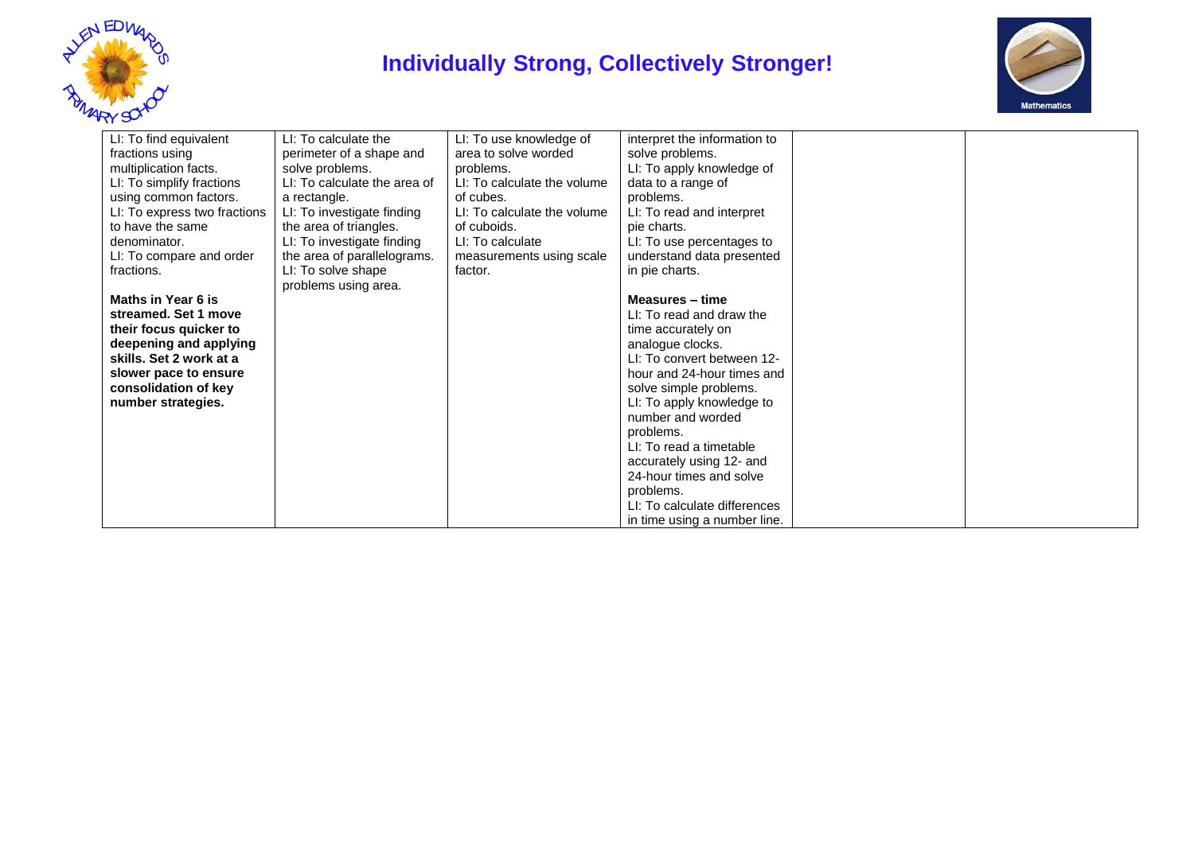# Individually Strong, Collectively Stronger!

| | | | | | |
|---|---|---|---|---|---|
| LI: To find equivalent fractions using multiplication facts.<br>LI: To simplify fractions using common factors.<br>LI: To express two fractions to have the same denominator.<br>LI: To compare and order fractions.<br><br>**Maths in Year 6 is streamed. Set 1 move their focus quicker to deepening and applying skills. Set 2 work at a slower pace to ensure consolidation of key number strategies.** | LI: To calculate the perimeter of a shape and solve problems.<br>LI: To calculate the area of a rectangle.<br>LI: To investigate finding the area of triangles.<br>LI: To investigate finding the area of parallelograms.<br>LI: To solve shape problems using area. | LI: To use knowledge of area to solve worded problems.<br>LI: To calculate the volume of cubes.<br>LI: To calculate the volume of cuboids.<br>LI: To calculate measurements using scale factor. | interpret the information to solve problems.<br>LI: To apply knowledge of data to a range of problems.<br>LI: To read and interpret pie charts.<br>LI: To use percentages to understand data presented in pie charts.<br><br>**Measures – time**<br>LI: To read and draw the time accurately on analogue clocks.<br>LI: To convert between 12-hour and 24-hour times and solve simple problems.<br>LI: To apply knowledge to number and worded problems.<br>LI: To read a timetable accurately using 12- and 24-hour times and solve problems.<br>LI: To calculate differences in time using a number line. | | |